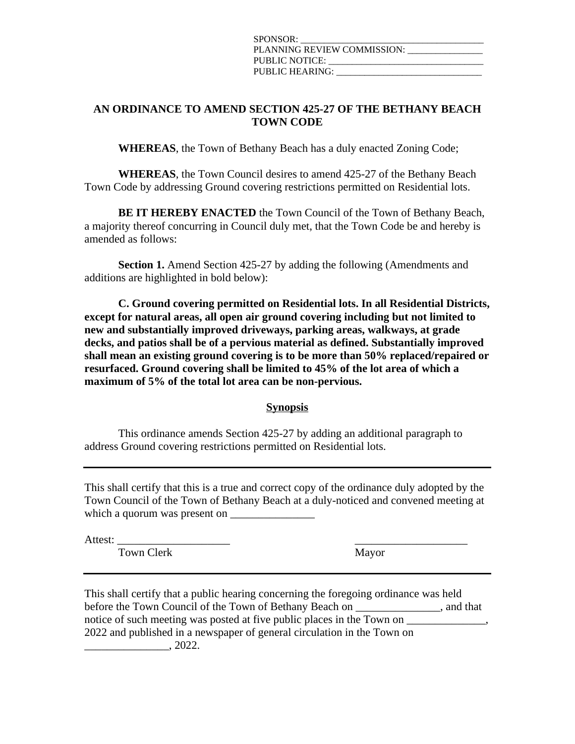SPONSOR: ______________________________________
PLANNING REVIEW COMMISSION: ________________
PUBLIC NOTICE: __________________________________
PUBLIC HEARING: _______________________________

**AN ORDINANCE TO AMEND SECTION 425-27 OF THE BETHANY BEACH TOWN CODE**

**WHEREAS**, the Town of Bethany Beach has a duly enacted Zoning Code;

**WHEREAS**, the Town Council desires to amend 425-27 of the Bethany Beach Town Code by addressing Ground covering restrictions permitted on Residential lots.

**BE IT HEREBY ENACTED** the Town Council of the Town of Bethany Beach, a majority thereof concurring in Council duly met, that the Town Code be and hereby is amended as follows:

**Section 1.** Amend Section 425-27 by adding the following (Amendments and additions are highlighted in bold below):

**C. Ground covering permitted on Residential lots. In all Residential Districts, except for natural areas, all open air ground covering including but not limited to new and substantially improved driveways, parking areas, walkways, at grade decks, and patios shall be of a pervious material as defined. Substantially improved shall mean an existing ground covering is to be more than 50% replaced/repaired or resurfaced. Ground covering shall be limited to 45% of the lot area of which a maximum of 5% of the total lot area can be non-pervious.**

**<u>Synopsis</u>**

This ordinance amends Section 425-27 by adding an additional paragraph to address Ground covering restrictions permitted on Residential lots.

---

This shall certify that this is a true and correct copy of the ordinance duly adopted by the Town Council of the Town of Bethany Beach at a duly-noticed and convened meeting at which a quorum was present on _______________

Attest: ____________________ ____________________
Town Clerk Mayor

---

This shall certify that a public hearing concerning the foregoing ordinance was held before the Town Council of the Town of Bethany Beach on _______________, and that notice of such meeting was posted at five public places in the Town on ______________, 2022 and published in a newspaper of general circulation in the Town on _______________, 2022.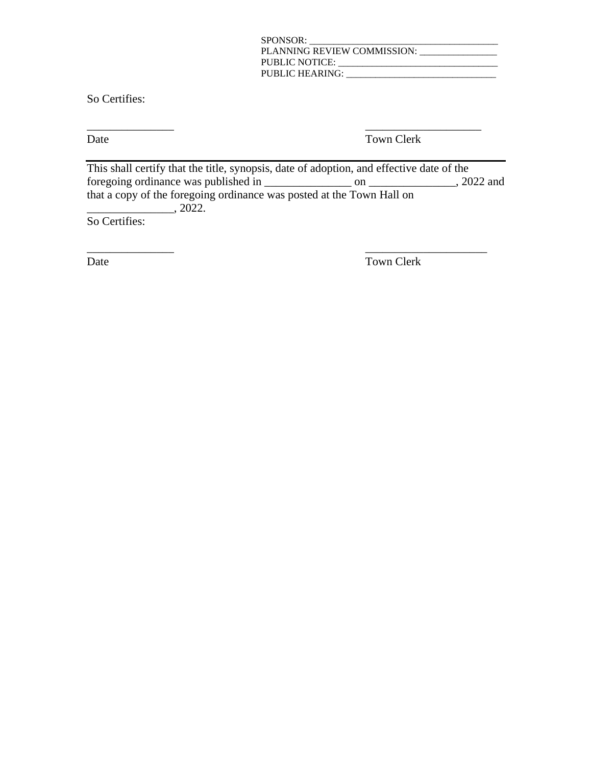SPONSOR: ________________________________________
PLANNING REVIEW COMMISSION: ________________
PUBLIC NOTICE: __________________________________
PUBLIC HEARING: ________________________________

So Certifies:

_______________ _____________________
Date Town Clerk

---

This shall certify that the title, synopsis, date of adoption, and effective date of the foregoing ordinance was published in _______________ on _______________, 2022 and that a copy of the foregoing ordinance was posted at the Town Hall on _______________, 2022.

So Certifies:

_______________ _____________________
Date Town Clerk